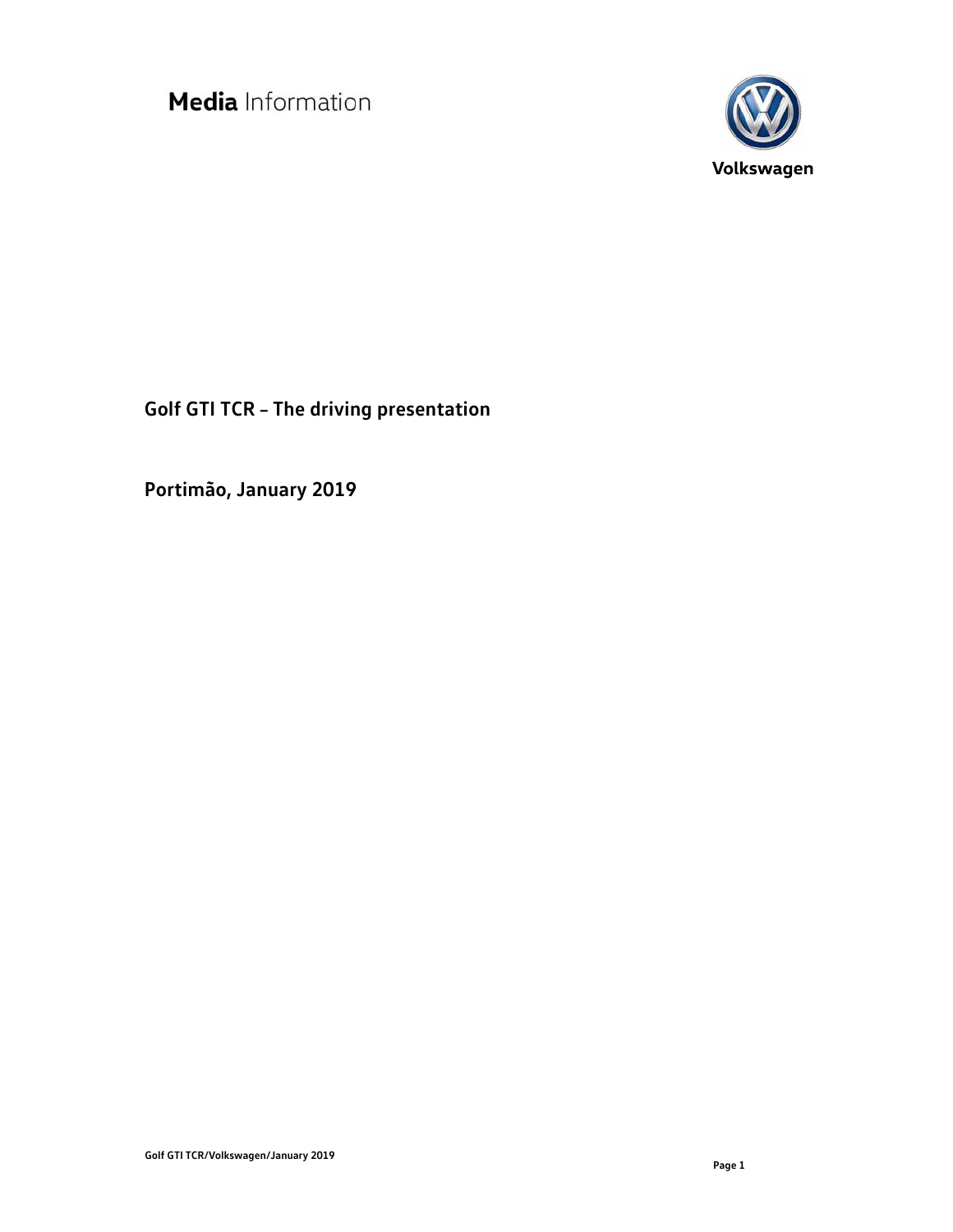**Media** Information

Volkswagen

# Golf GTI TCR – The driving presentation

## Portimão, January 2019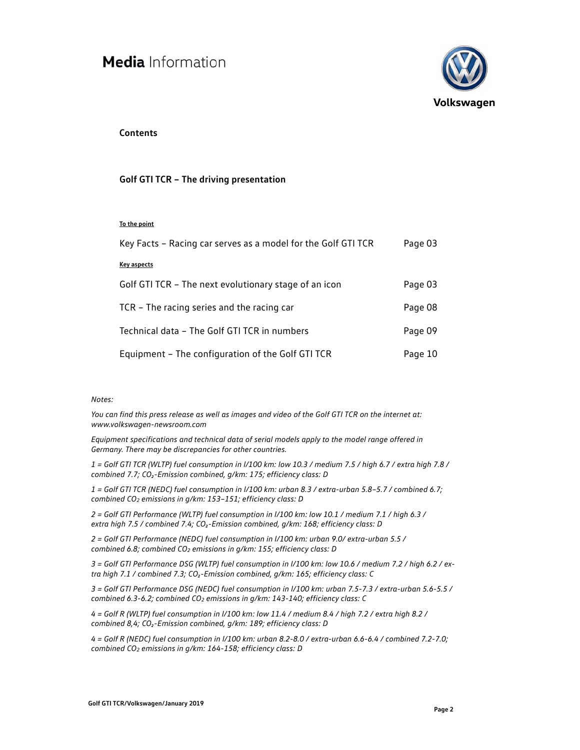**Contents**

## Golf GTI TCR – The driving presentation

**To the point**

| | |
|---|---|
| Key Facts – Racing car serves as a model for the Golf GTI TCR | Page 03 |

**Key aspects**

| | |
|---|---|
| Golf GTI TCR – The next evolutionary stage of an icon | Page 03 |
| TCR – The racing series and the racing car | Page 08 |
| Technical data – The Golf GTI TCR in numbers | Page 09 |
| Equipment – The configuration of the Golf GTI TCR | Page 10 |

*Notes:*

*You can find this press release as well as images and video of the Golf GTI TCR on the internet at: www.volkswagen-newsroom.com*

*Equipment specifications and technical data of serial models apply to the model range offered in Germany. There may be discrepancies for other countries.*

*1 = Golf GTI TCR (WLTP) fuel consumption in l/100 km: low 10.3 / medium 7.5 / high 6.7 / extra high 7.8 / combined 7.7; $CO_2$-Emission combined, g/km: 175; efficiency class: D*

*1 = Golf GTI TCR (NEDC) fuel consumption in l/100 km: urban 8.3 / extra-urban 5.8–5.7 / combined 6.7; combined $CO_2$ emissions in g/km: 153–151; efficiency class: D*

*2 = Golf GTI Performance (WLTP) fuel consumption in l/100 km: low 10.1 / medium 7.1 / high 6.3 / extra high 7.5 / combined 7.4; $CO_2$-Emission combined, g/km: 168; efficiency class: D*

*2 = Golf GTI Performance (NEDC) fuel consumption in l/100 km: urban 9.0/ extra-urban 5.5 / combined 6.8; combined $CO_2$ emissions in g/km: 155; efficiency class: D*

*3 = Golf GTI Performance DSG (WLTP) fuel consumption in l/100 km: low 10.6 / medium 7.2 / high 6.2 / extra high 7.1 / combined 7.3; $CO_2$-Emission combined, g/km: 165; efficiency class: C*

*3 = Golf GTI Performance DSG (NEDC) fuel consumption in l/100 km: urban 7.5-7.3 / extra-urban 5.6-5.5 / combined 6.3-6.2; combined $CO_2$ emissions in g/km: 143-140; efficiency class: C*

*4 = Golf R (WLTP) fuel consumption in l/100 km: low 11.4 / medium 8.4 / high 7.2 / extra high 8.2 / combined 8,4; $CO_2$-Emission combined, g/km: 189; efficiency class: D*

*4 = Golf R (NEDC) fuel consumption in l/100 km: urban 8.2-8.0 / extra-urban 6.6-6.4 / combined 7.2-7.0; combined $CO_2$ emissions in g/km: 164-158; efficiency class: D*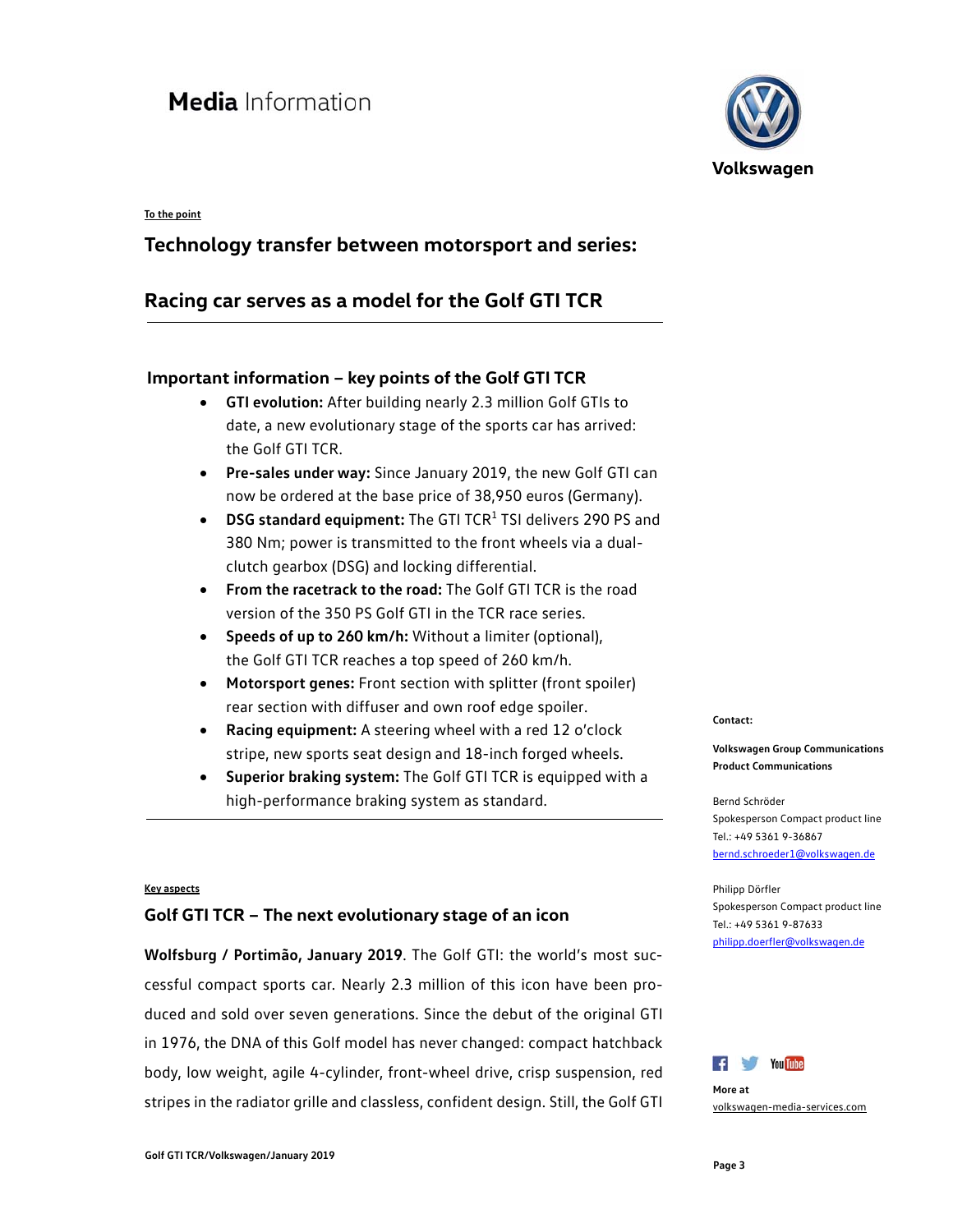# Media Information

To the point

## Technology transfer between motorsport and series:

## Racing car serves as a model for the Golf GTI TCR

### Important information – key points of the Golf GTI TCR

- **GTI evolution:** After building nearly 2.3 million Golf GTIs to date, a new evolutionary stage of the sports car has arrived: the Golf GTI TCR.
- **Pre-sales under way:** Since January 2019, the new Golf GTI can now be ordered at the base price of 38,950 euros (Germany).
- **DSG standard equipment:** The GTI TCR[1] TSI delivers 290 PS and 380 Nm; power is transmitted to the front wheels via a dual-clutch gearbox (DSG) and locking differential.
- **From the racetrack to the road:** The Golf GTI TCR is the road version of the 350 PS Golf GTI in the TCR race series.
- **Speeds of up to 260 km/h:** Without a limiter (optional), the Golf GTI TCR reaches a top speed of 260 km/h.
- **Motorsport genes:** Front section with splitter (front spoiler) rear section with diffuser and own roof edge spoiler.
- **Racing equipment:** A steering wheel with a red 12 o'clock stripe, new sports seat design and 18-inch forged wheels.
- **Superior braking system:** The Golf GTI TCR is equipped with a high-performance braking system as standard.

Key aspects

### Golf GTI TCR – The next evolutionary stage of an icon

**Wolfsburg / Portimão, January 2019**. The Golf GTI: the world's most successful compact sports car. Nearly 2.3 million of this icon have been produced and sold over seven generations. Since the debut of the original GTI in 1976, the DNA of this Golf model has never changed: compact hatchback body, low weight, agile 4-cylinder, front-wheel drive, crisp suspension, red stripes in the radiator grille and classless, confident design. Still, the Golf GTI

**Contact:**

**Volkswagen Group Communications**
**Product Communications**

Bernd Schröder
Spokesperson Compact product line
Tel.: +49 5361 9-36867
bernd.schroeder1@volkswagen.de

Philipp Dörfler
Spokesperson Compact product line
Tel.: +49 5361 9-87633
philipp.doerfler@volkswagen.de

**More at**
volkswagen-media-services.com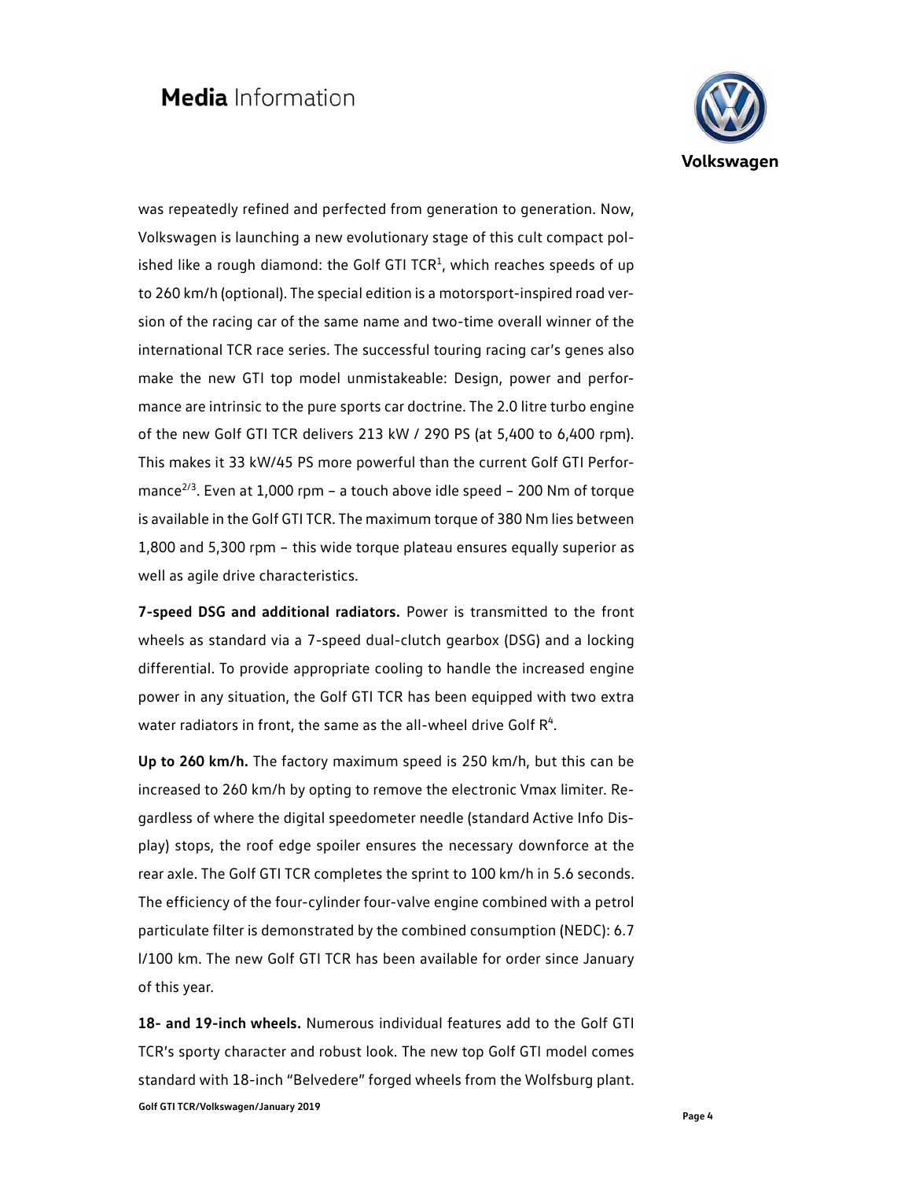was repeatedly refined and perfected from generation to generation. Now, Volkswagen is launching a new evolutionary stage of this cult compact polished like a rough diamond: the Golf GTI TCR[1], which reaches speeds of up to 260 km/h (optional). The special edition is a motorsport-inspired road version of the racing car of the same name and two-time overall winner of the international TCR race series. The successful touring racing car's genes also make the new GTI top model unmistakeable: Design, power and performance are intrinsic to the pure sports car doctrine. The 2.0 litre turbo engine of the new Golf GTI TCR delivers 213 kW / 290 PS (at 5,400 to 6,400 rpm). This makes it 33 kW/45 PS more powerful than the current Golf GTI Performance[2/3]. Even at 1,000 rpm – a touch above idle speed – 200 Nm of torque is available in the Golf GTI TCR. The maximum torque of 380 Nm lies between 1,800 and 5,300 rpm – this wide torque plateau ensures equally superior as well as agile drive characteristics.

**7-speed DSG and additional radiators.** Power is transmitted to the front wheels as standard via a 7-speed dual-clutch gearbox (DSG) and a locking differential. To provide appropriate cooling to handle the increased engine power in any situation, the Golf GTI TCR has been equipped with two extra water radiators in front, the same as the all-wheel drive Golf R[4].

**Up to 260 km/h.** The factory maximum speed is 250 km/h, but this can be increased to 260 km/h by opting to remove the electronic Vmax limiter. Regardless of where the digital speedometer needle (standard Active Info Display) stops, the roof edge spoiler ensures the necessary downforce at the rear axle. The Golf GTI TCR completes the sprint to 100 km/h in 5.6 seconds. The efficiency of the four-cylinder four-valve engine combined with a petrol particulate filter is demonstrated by the combined consumption (NEDC): 6.7 l/100 km. The new Golf GTI TCR has been available for order since January of this year.

**18- and 19-inch wheels.** Numerous individual features add to the Golf GTI TCR's sporty character and robust look. The new top Golf GTI model comes standard with 18-inch "Belvedere" forged wheels from the Wolfsburg plant.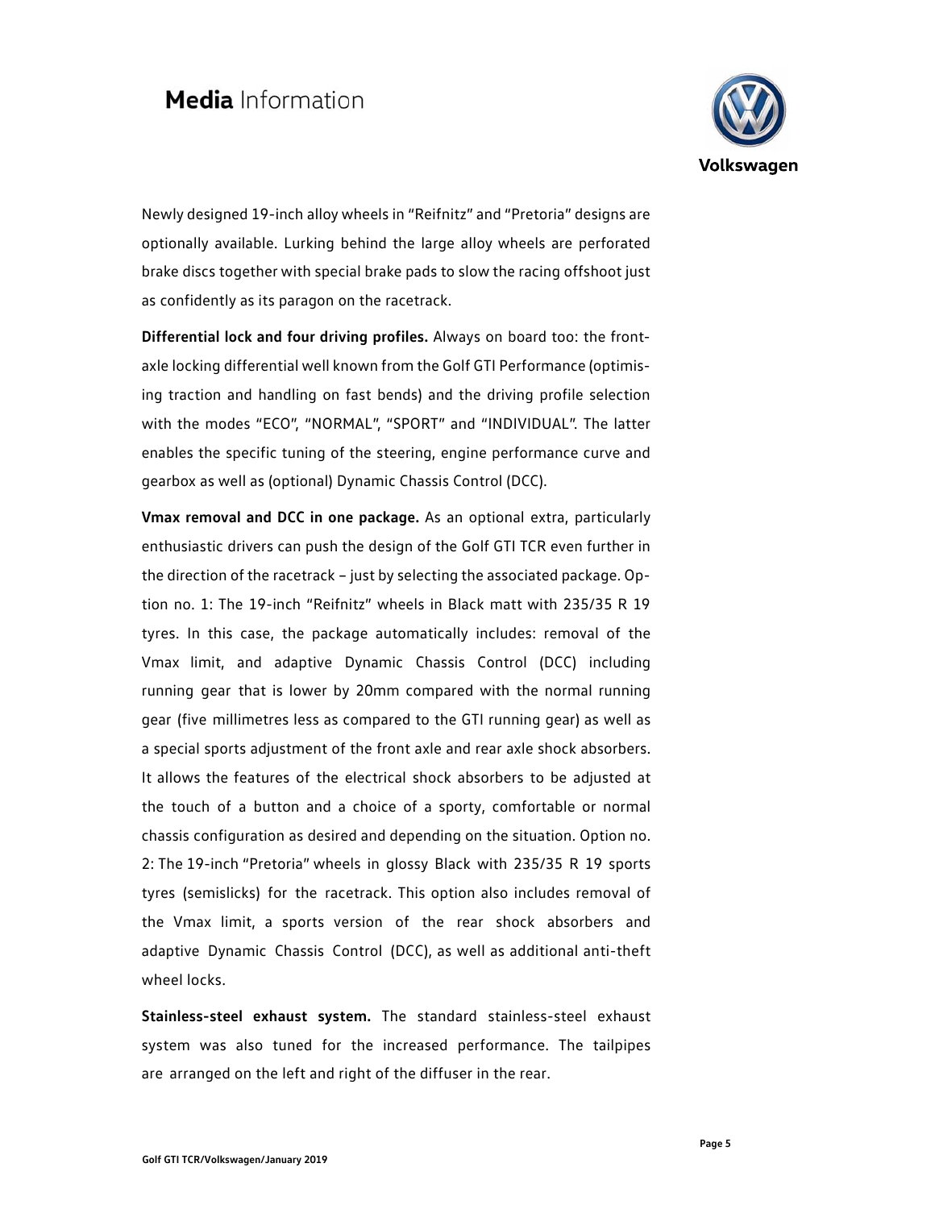Newly designed 19-inch alloy wheels in "Reifnitz" and "Pretoria" designs are optionally available. Lurking behind the large alloy wheels are perforated brake discs together with special brake pads to slow the racing offshoot just as confidently as its paragon on the racetrack.

**Differential lock and four driving profiles.** Always on board too: the front-axle locking differential well known from the Golf GTI Performance (optimising traction and handling on fast bends) and the driving profile selection with the modes "ECO", "NORMAL", "SPORT" and "INDIVIDUAL". The latter enables the specific tuning of the steering, engine performance curve and gearbox as well as (optional) Dynamic Chassis Control (DCC).

**Vmax removal and DCC in one package.** As an optional extra, particularly enthusiastic drivers can push the design of the Golf GTI TCR even further in the direction of the racetrack – just by selecting the associated package. Option no. 1: The 19-inch "Reifnitz" wheels in Black matt with 235/35 R 19 tyres. In this case, the package automatically includes: removal of the Vmax limit, and adaptive Dynamic Chassis Control (DCC) including running gear that is lower by 20mm compared with the normal running gear (five millimetres less as compared to the GTI running gear) as well as a special sports adjustment of the front axle and rear axle shock absorbers. It allows the features of the electrical shock absorbers to be adjusted at the touch of a button and a choice of a sporty, comfortable or normal chassis configuration as desired and depending on the situation. Option no. 2: The 19-inch "Pretoria" wheels in glossy Black with 235/35 R 19 sports tyres (semislicks) for the racetrack. This option also includes removal of the Vmax limit, a sports version of the rear shock absorbers and adaptive Dynamic Chassis Control (DCC), as well as additional anti-theft wheel locks.

**Stainless-steel exhaust system.** The standard stainless-steel exhaust system was also tuned for the increased performance. The tailpipes are arranged on the left and right of the diffuser in the rear.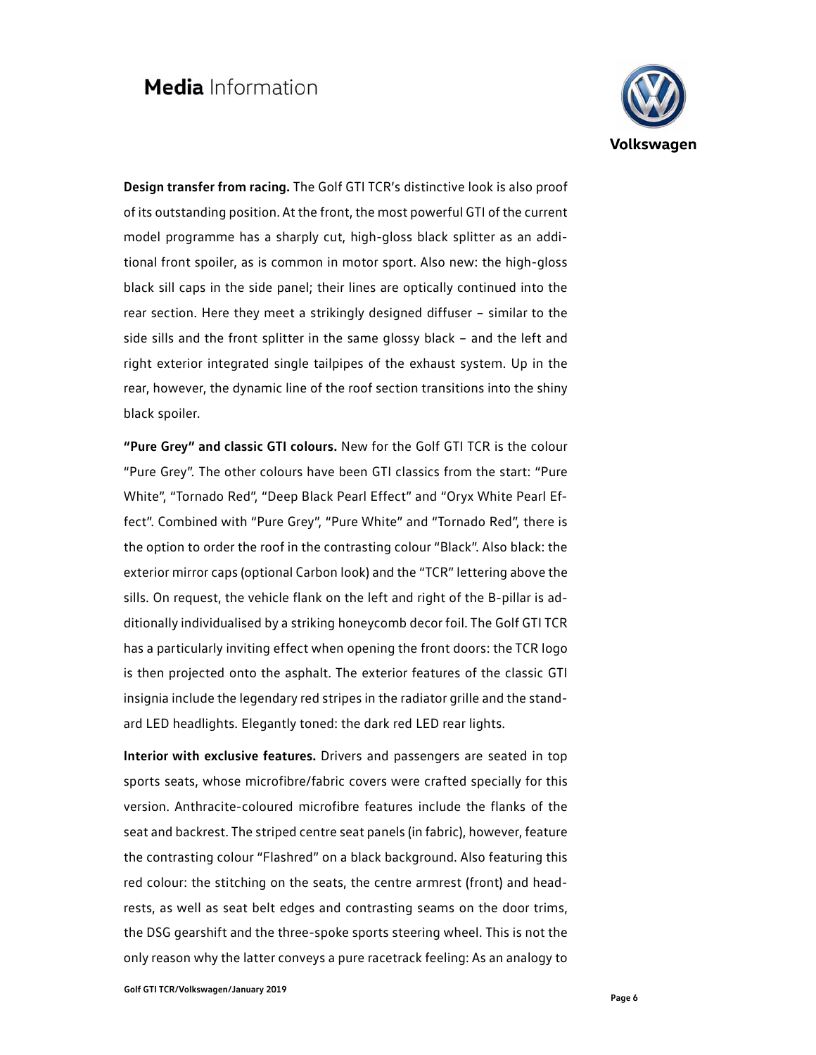**Design transfer from racing.** The Golf GTI TCR's distinctive look is also proof of its outstanding position. At the front, the most powerful GTI of the current model programme has a sharply cut, high-gloss black splitter as an additional front spoiler, as is common in motor sport. Also new: the high-gloss black sill caps in the side panel; their lines are optically continued into the rear section. Here they meet a strikingly designed diffuser – similar to the side sills and the front splitter in the same glossy black – and the left and right exterior integrated single tailpipes of the exhaust system. Up in the rear, however, the dynamic line of the roof section transitions into the shiny black spoiler.

**"Pure Grey" and classic GTI colours.** New for the Golf GTI TCR is the colour "Pure Grey". The other colours have been GTI classics from the start: "Pure White", "Tornado Red", "Deep Black Pearl Effect" and "Oryx White Pearl Effect". Combined with "Pure Grey", "Pure White" and "Tornado Red", there is the option to order the roof in the contrasting colour "Black". Also black: the exterior mirror caps (optional Carbon look) and the "TCR" lettering above the sills. On request, the vehicle flank on the left and right of the B-pillar is additionally individualised by a striking honeycomb decor foil. The Golf GTI TCR has a particularly inviting effect when opening the front doors: the TCR logo is then projected onto the asphalt. The exterior features of the classic GTI insignia include the legendary red stripes in the radiator grille and the standard LED headlights. Elegantly toned: the dark red LED rear lights.

**Interior with exclusive features.** Drivers and passengers are seated in top sports seats, whose microfibre/fabric covers were crafted specially for this version. Anthracite-coloured microfibre features include the flanks of the seat and backrest. The striped centre seat panels (in fabric), however, feature the contrasting colour "Flashred" on a black background. Also featuring this red colour: the stitching on the seats, the centre armrest (front) and headrests, as well as seat belt edges and contrasting seams on the door trims, the DSG gearshift and the three-spoke sports steering wheel. This is not the only reason why the latter conveys a pure racetrack feeling: As an analogy to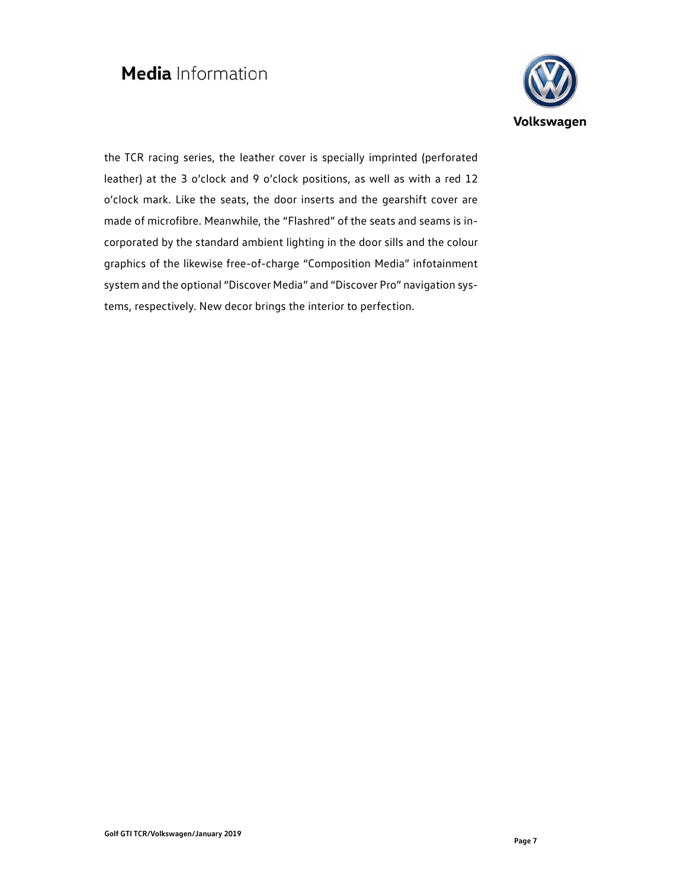the TCR racing series, the leather cover is specially imprinted (perforated leather) at the 3 o'clock and 9 o'clock positions, as well as with a red 12 o'clock mark. Like the seats, the door inserts and the gearshift cover are made of microfibre. Meanwhile, the "Flashred" of the seats and seams is incorporated by the standard ambient lighting in the door sills and the colour graphics of the likewise free-of-charge "Composition Media" infotainment system and the optional "Discover Media" and "Discover Pro" navigation systems, respectively. New decor brings the interior to perfection.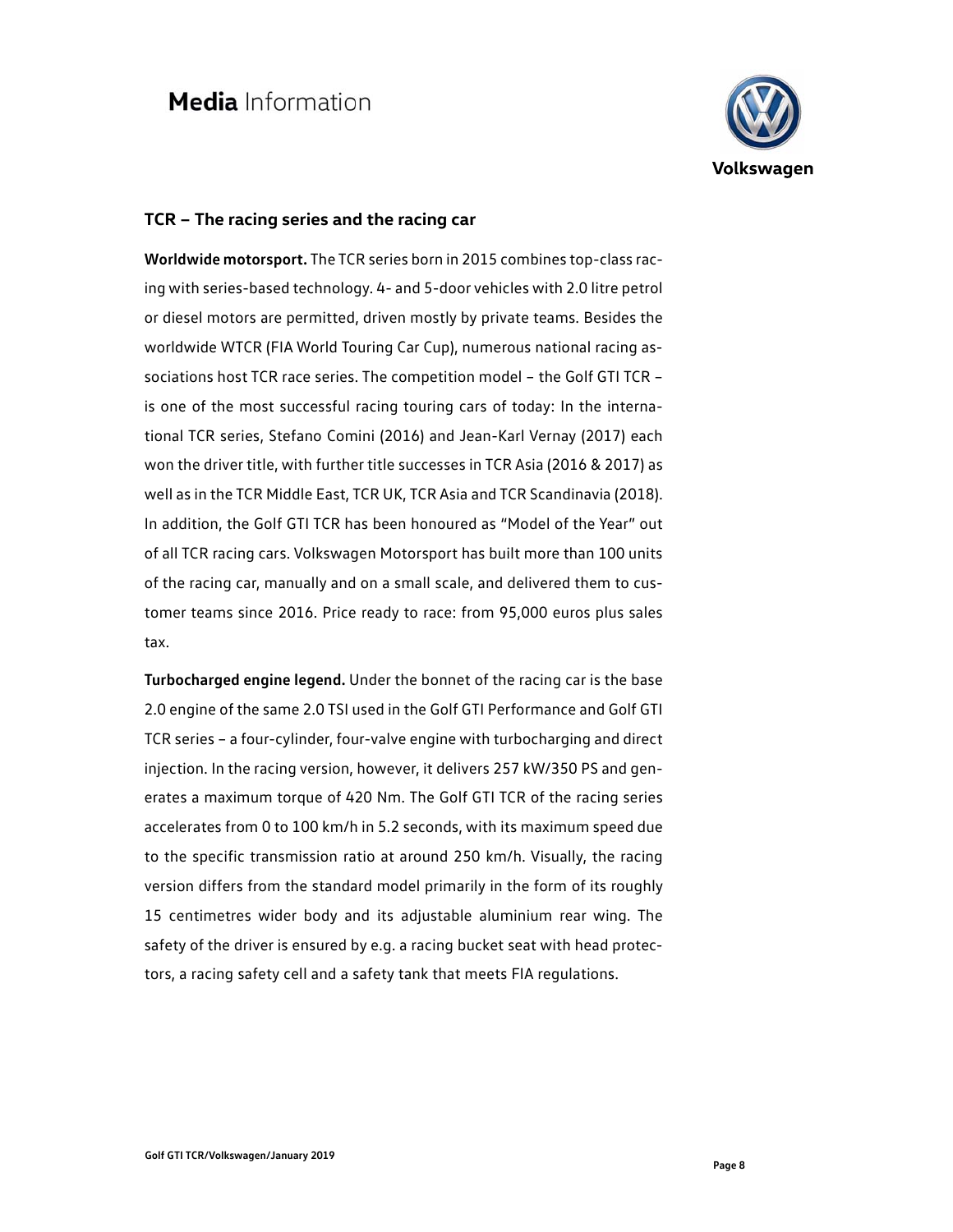## TCR – The racing series and the racing car

**Worldwide motorsport.** The TCR series born in 2015 combines top-class racing with series-based technology. 4- and 5-door vehicles with 2.0 litre petrol or diesel motors are permitted, driven mostly by private teams. Besides the worldwide WTCR (FIA World Touring Car Cup), numerous national racing associations host TCR race series. The competition model – the Golf GTI TCR – is one of the most successful racing touring cars of today: In the international TCR series, Stefano Comini (2016) and Jean-Karl Vernay (2017) each won the driver title, with further title successes in TCR Asia (2016 & 2017) as well as in the TCR Middle East, TCR UK, TCR Asia and TCR Scandinavia (2018). In addition, the Golf GTI TCR has been honoured as "Model of the Year" out of all TCR racing cars. Volkswagen Motorsport has built more than 100 units of the racing car, manually and on a small scale, and delivered them to customer teams since 2016. Price ready to race: from 95,000 euros plus sales tax.

**Turbocharged engine legend.** Under the bonnet of the racing car is the base 2.0 engine of the same 2.0 TSI used in the Golf GTI Performance and Golf GTI TCR series – a four-cylinder, four-valve engine with turbocharging and direct injection. In the racing version, however, it delivers 257 kW/350 PS and generates a maximum torque of 420 Nm. The Golf GTI TCR of the racing series accelerates from 0 to 100 km/h in 5.2 seconds, with its maximum speed due to the specific transmission ratio at around 250 km/h. Visually, the racing version differs from the standard model primarily in the form of its roughly 15 centimetres wider body and its adjustable aluminium rear wing. The safety of the driver is ensured by e.g. a racing bucket seat with head protectors, a racing safety cell and a safety tank that meets FIA regulations.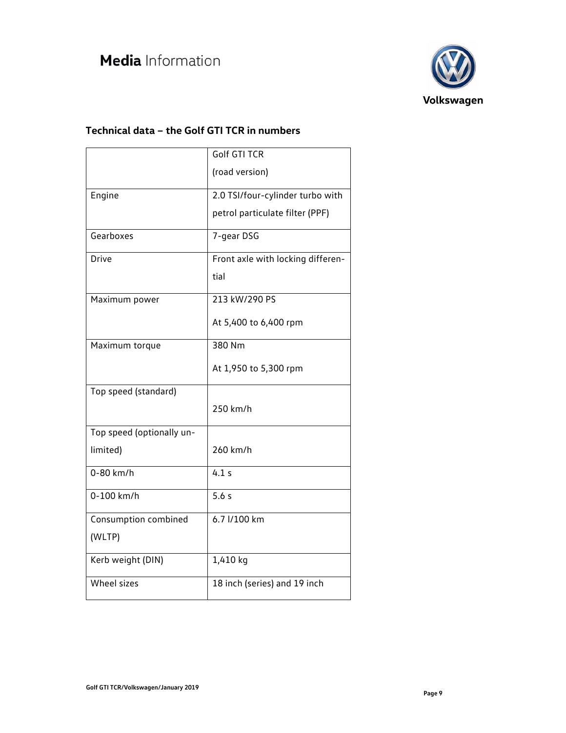## Technical data – the Golf GTI TCR in numbers

| | Golf GTI TCR (road version) |
|---|---|
| Engine | 2.0 TSI/four-cylinder turbo with petrol particulate filter (PPF) |
| Gearboxes | 7-gear DSG |
| Drive | Front axle with locking differential |
| Maximum power | 213 kW/290 PS At 5,400 to 6,400 rpm |
| Maximum torque | 380 Nm At 1,950 to 5,300 rpm |
| Top speed (standard) | 250 km/h |
| Top speed (optionally unlimited) | 260 km/h |
| 0-80 km/h | 4.1 s |
| 0-100 km/h | 5.6 s |
| Consumption combined (WLTP) | 6.7 l/100 km |
| Kerb weight (DIN) | 1,410 kg |
| Wheel sizes | 18 inch (series) and 19 inch |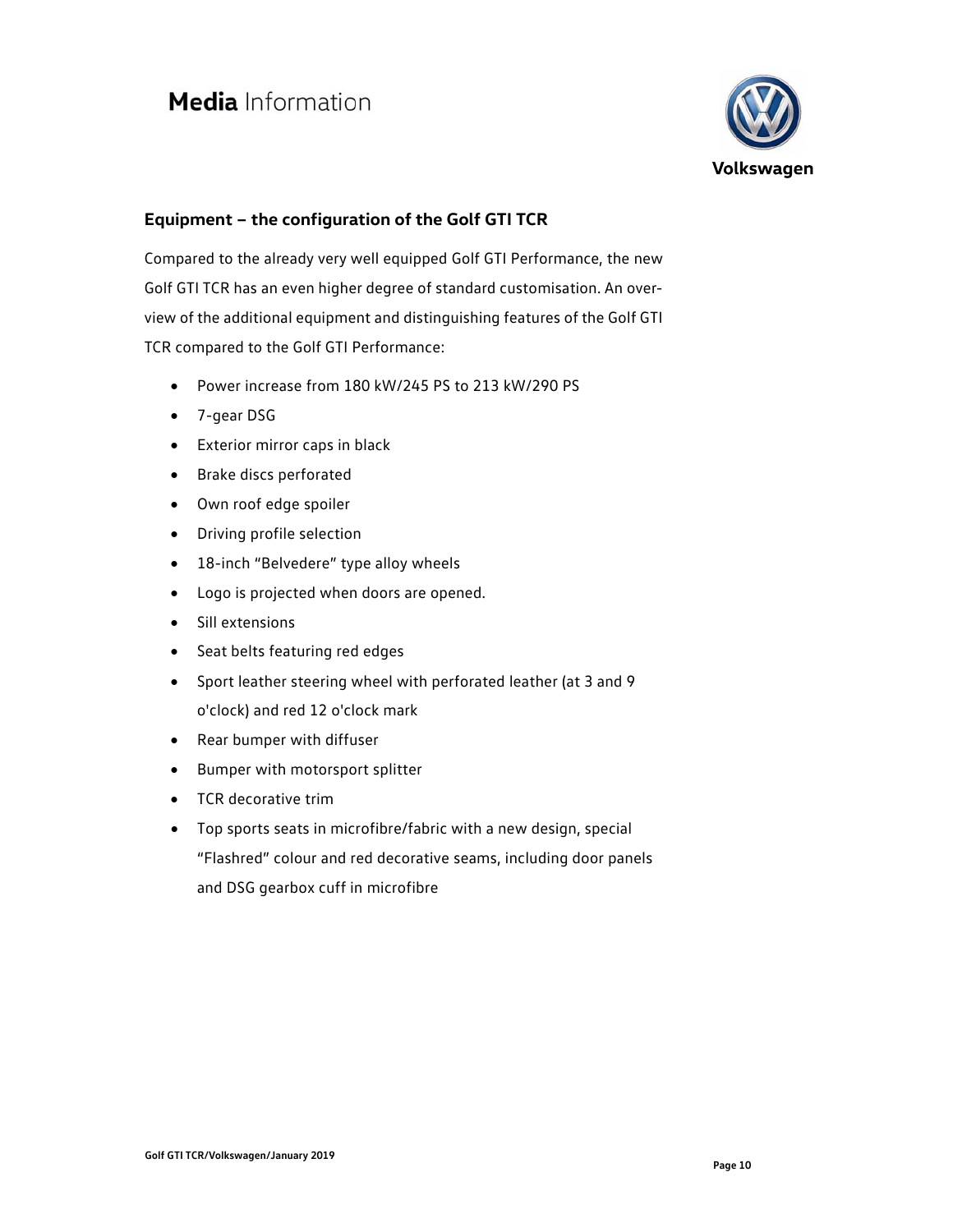## Equipment – the configuration of the Golf GTI TCR

Compared to the already very well equipped Golf GTI Performance, the new Golf GTI TCR has an even higher degree of standard customisation. An overview of the additional equipment and distinguishing features of the Golf GTI TCR compared to the Golf GTI Performance:

- Power increase from 180 kW/245 PS to 213 kW/290 PS
- 7-gear DSG
- Exterior mirror caps in black
- Brake discs perforated
- Own roof edge spoiler
- Driving profile selection
- 18-inch “Belvedere” type alloy wheels
- Logo is projected when doors are opened.
- Sill extensions
- Seat belts featuring red edges
- Sport leather steering wheel with perforated leather (at 3 and 9 o'clock) and red 12 o'clock mark
- Rear bumper with diffuser
- Bumper with motorsport splitter
- TCR decorative trim
- Top sports seats in microfibre/fabric with a new design, special “Flashred” colour and red decorative seams, including door panels and DSG gearbox cuff in microfibre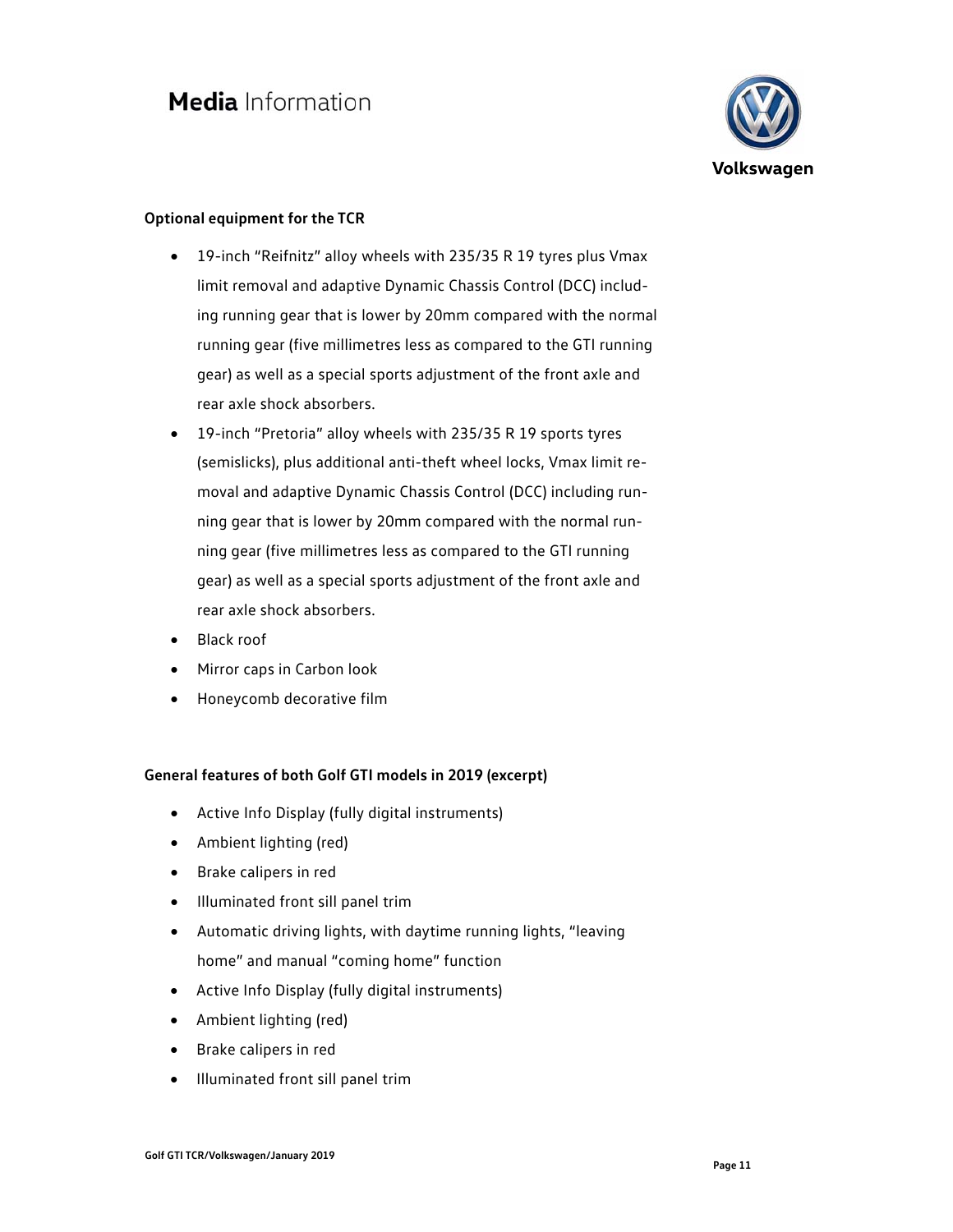**Optional equipment for the TCR**

- 19-inch “Reifnitz” alloy wheels with 235/35 R 19 tyres plus Vmax limit removal and adaptive Dynamic Chassis Control (DCC) including running gear that is lower by 20mm compared with the normal running gear (five millimetres less as compared to the GTI running gear) as well as a special sports adjustment of the front axle and rear axle shock absorbers.
- 19-inch “Pretoria” alloy wheels with 235/35 R 19 sports tyres (semislicks), plus additional anti-theft wheel locks, Vmax limit removal and adaptive Dynamic Chassis Control (DCC) including running gear that is lower by 20mm compared with the normal running gear (five millimetres less as compared to the GTI running gear) as well as a special sports adjustment of the front axle and rear axle shock absorbers.
- Black roof
- Mirror caps in Carbon look
- Honeycomb decorative film

**General features of both Golf GTI models in 2019 (excerpt)**

- Active Info Display (fully digital instruments)
- Ambient lighting (red)
- Brake calipers in red
- Illuminated front sill panel trim
- Automatic driving lights, with daytime running lights, “leaving home” and manual “coming home” function
- Active Info Display (fully digital instruments)
- Ambient lighting (red)
- Brake calipers in red
- Illuminated front sill panel trim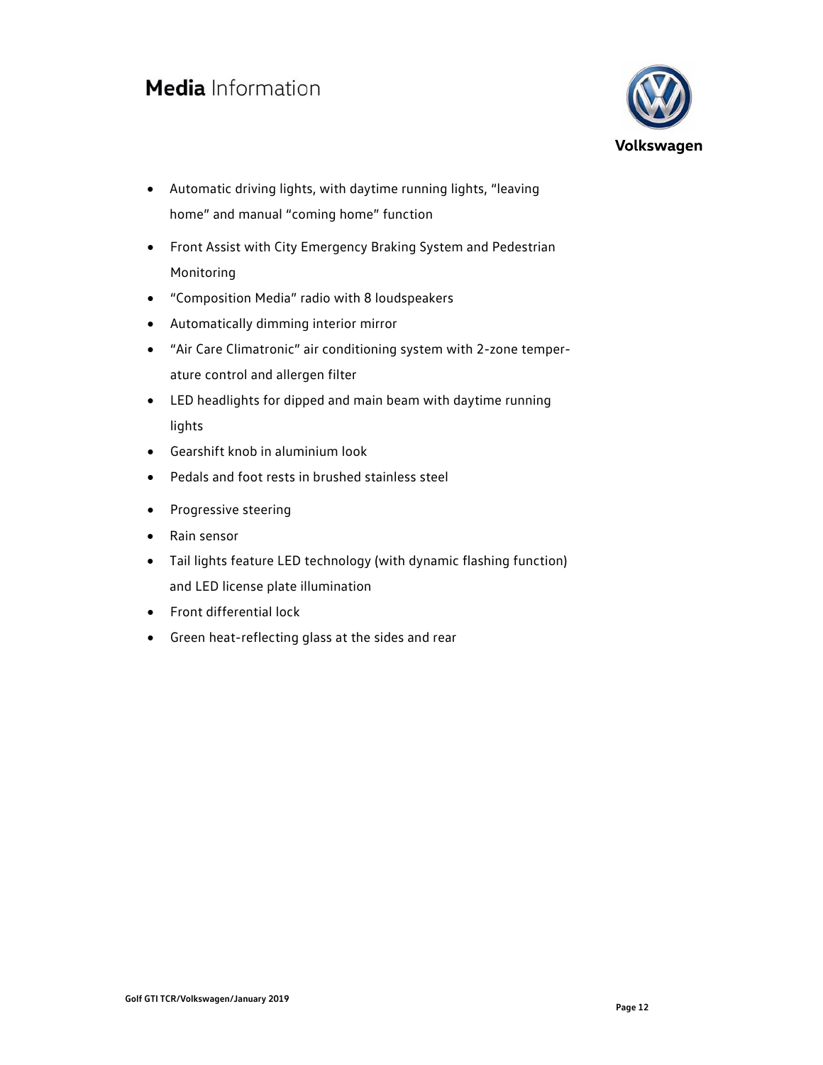- Automatic driving lights, with daytime running lights, "leaving home" and manual "coming home" function
- Front Assist with City Emergency Braking System and Pedestrian Monitoring
- "Composition Media" radio with 8 loudspeakers
- Automatically dimming interior mirror
- "Air Care Climatronic" air conditioning system with 2-zone temperature control and allergen filter
- LED headlights for dipped and main beam with daytime running lights
- Gearshift knob in aluminium look
- Pedals and foot rests in brushed stainless steel
- Progressive steering
- Rain sensor
- Tail lights feature LED technology (with dynamic flashing function) and LED license plate illumination
- Front differential lock
- Green heat-reflecting glass at the sides and rear